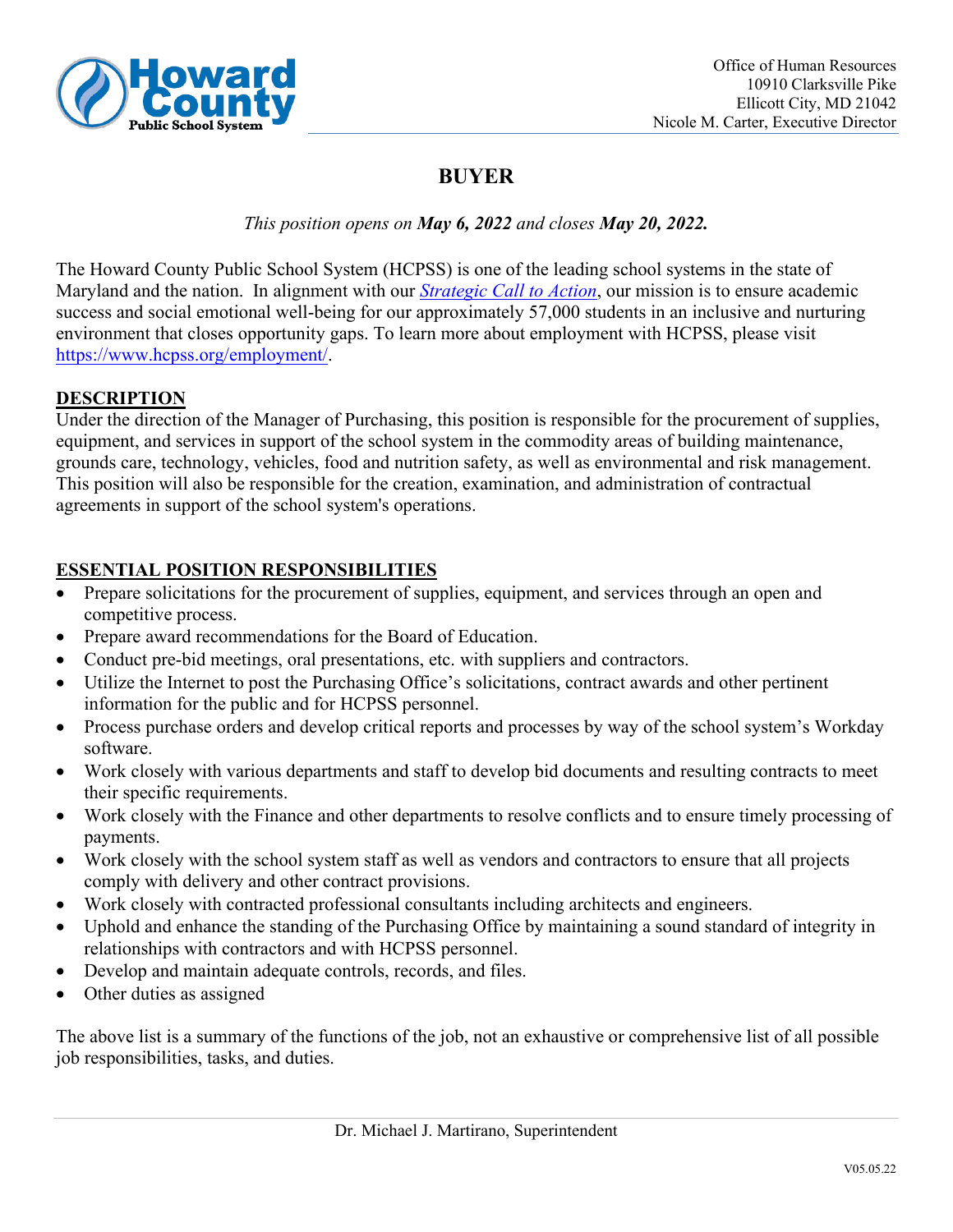Office of Human Resources
10910 Clarksville Pike
Ellicott City, MD 21042
Nicole M. Carter, Executive Director

# BUYER

*This position opens on **May 6, 2022** and closes **May 20, 2022.***

The Howard County Public School System (HCPSS) is one of the leading school systems in the state of Maryland and the nation. In alignment with our *Strategic Call to Action*, our mission is to ensure academic success and social emotional well-being for our approximately 57,000 students in an inclusive and nurturing environment that closes opportunity gaps. To learn more about employment with HCPSS, please visit https://www.hcpss.org/employment/.

## DESCRIPTION

Under the direction of the Manager of Purchasing, this position is responsible for the procurement of supplies, equipment, and services in support of the school system in the commodity areas of building maintenance, grounds care, technology, vehicles, food and nutrition safety, as well as environmental and risk management. This position will also be responsible for the creation, examination, and administration of contractual agreements in support of the school system's operations.

## ESSENTIAL POSITION RESPONSIBILITIES

- Prepare solicitations for the procurement of supplies, equipment, and services through an open and competitive process.
- Prepare award recommendations for the Board of Education.
- Conduct pre-bid meetings, oral presentations, etc. with suppliers and contractors.
- Utilize the Internet to post the Purchasing Office's solicitations, contract awards and other pertinent information for the public and for HCPSS personnel.
- Process purchase orders and develop critical reports and processes by way of the school system's Workday software.
- Work closely with various departments and staff to develop bid documents and resulting contracts to meet their specific requirements.
- Work closely with the Finance and other departments to resolve conflicts and to ensure timely processing of payments.
- Work closely with the school system staff as well as vendors and contractors to ensure that all projects comply with delivery and other contract provisions.
- Work closely with contracted professional consultants including architects and engineers.
- Uphold and enhance the standing of the Purchasing Office by maintaining a sound standard of integrity in relationships with contractors and with HCPSS personnel.
- Develop and maintain adequate controls, records, and files.
- Other duties as assigned

The above list is a summary of the functions of the job, not an exhaustive or comprehensive list of all possible job responsibilities, tasks, and duties.

Dr. Michael J. Martirano, Superintendent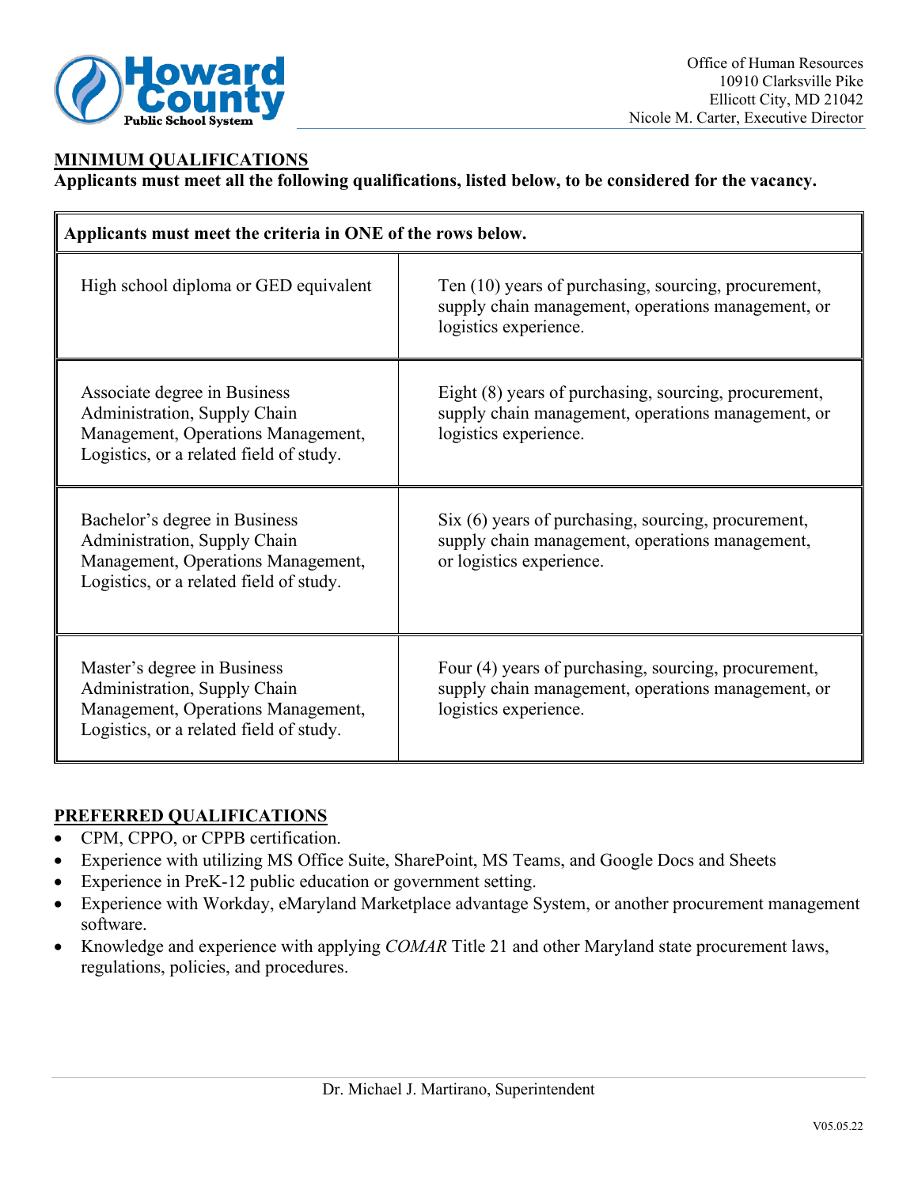## MINIMUM QUALIFICATIONS

**Applicants must meet all the following qualifications, listed below, to be considered for the vacancy.**

| **Applicants must meet the criteria in ONE of the rows below.** | |
|---|---|
| High school diploma or GED equivalent | Ten (10) years of purchasing, sourcing, procurement, supply chain management, operations management, or logistics experience. |
| Associate degree in Business Administration, Supply Chain Management, Operations Management, Logistics, or a related field of study. | Eight (8) years of purchasing, sourcing, procurement, supply chain management, operations management, or logistics experience. |
| Bachelor's degree in Business Administration, Supply Chain Management, Operations Management, Logistics, or a related field of study. | Six (6) years of purchasing, sourcing, procurement, supply chain management, operations management, or logistics experience. |
| Master's degree in Business Administration, Supply Chain Management, Operations Management, Logistics, or a related field of study. | Four (4) years of purchasing, sourcing, procurement, supply chain management, operations management, or logistics experience. |

## PREFERRED QUALIFICATIONS

- CPM, CPPO, or CPPB certification.
- Experience with utilizing MS Office Suite, SharePoint, MS Teams, and Google Docs and Sheets
- Experience in PreK-12 public education or government setting.
- Experience with Workday, eMaryland Marketplace advantage System, or another procurement management software.
- Knowledge and experience with applying *COMAR* Title 21 and other Maryland state procurement laws, regulations, policies, and procedures.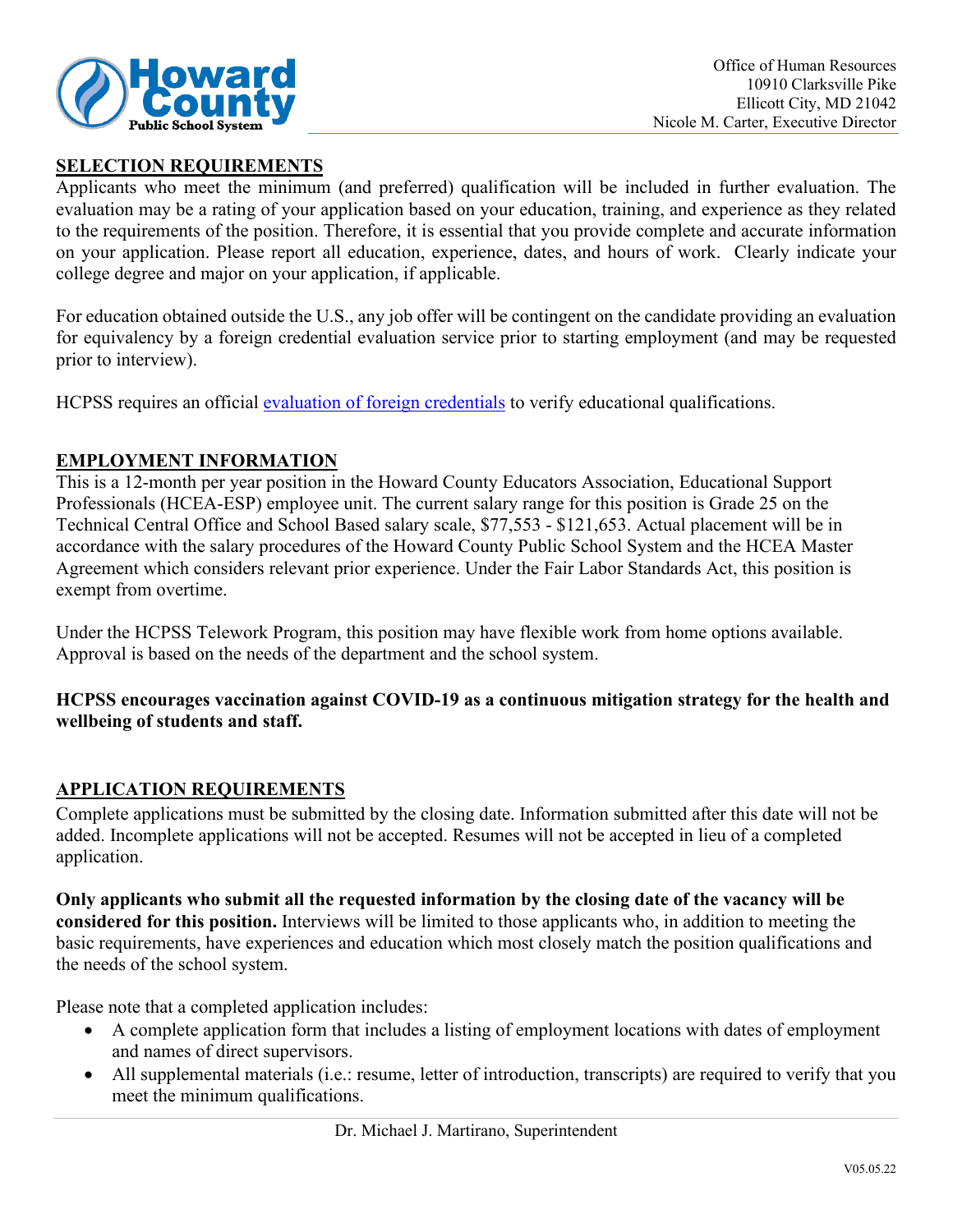## SELECTION REQUIREMENTS

Applicants who meet the minimum (and preferred) qualification will be included in further evaluation. The evaluation may be a rating of your application based on your education, training, and experience as they related to the requirements of the position. Therefore, it is essential that you provide complete and accurate information on your application. Please report all education, experience, dates, and hours of work. Clearly indicate your college degree and major on your application, if applicable.

For education obtained outside the U.S., any job offer will be contingent on the candidate providing an evaluation for equivalency by a foreign credential evaluation service prior to starting employment (and may be requested prior to interview).

HCPSS requires an official evaluation of foreign credentials to verify educational qualifications.

## EMPLOYMENT INFORMATION

This is a 12-month per year position in the Howard County Educators Association, Educational Support Professionals (HCEA-ESP) employee unit. The current salary range for this position is Grade 25 on the Technical Central Office and School Based salary scale, $77,553 - $121,653. Actual placement will be in accordance with the salary procedures of the Howard County Public School System and the HCEA Master Agreement which considers relevant prior experience. Under the Fair Labor Standards Act, this position is exempt from overtime.

Under the HCPSS Telework Program, this position may have flexible work from home options available. Approval is based on the needs of the department and the school system.

**HCPSS encourages vaccination against COVID-19 as a continuous mitigation strategy for the health and wellbeing of students and staff.**

## APPLICATION REQUIREMENTS

Complete applications must be submitted by the closing date. Information submitted after this date will not be added. Incomplete applications will not be accepted. Resumes will not be accepted in lieu of a completed application.

**Only applicants who submit all the requested information by the closing date of the vacancy will be considered for this position.** Interviews will be limited to those applicants who, in addition to meeting the basic requirements, have experiences and education which most closely match the position qualifications and the needs of the school system.

Please note that a completed application includes:

- A complete application form that includes a listing of employment locations with dates of employment and names of direct supervisors.
- All supplemental materials (i.e.: resume, letter of introduction, transcripts) are required to verify that you meet the minimum qualifications.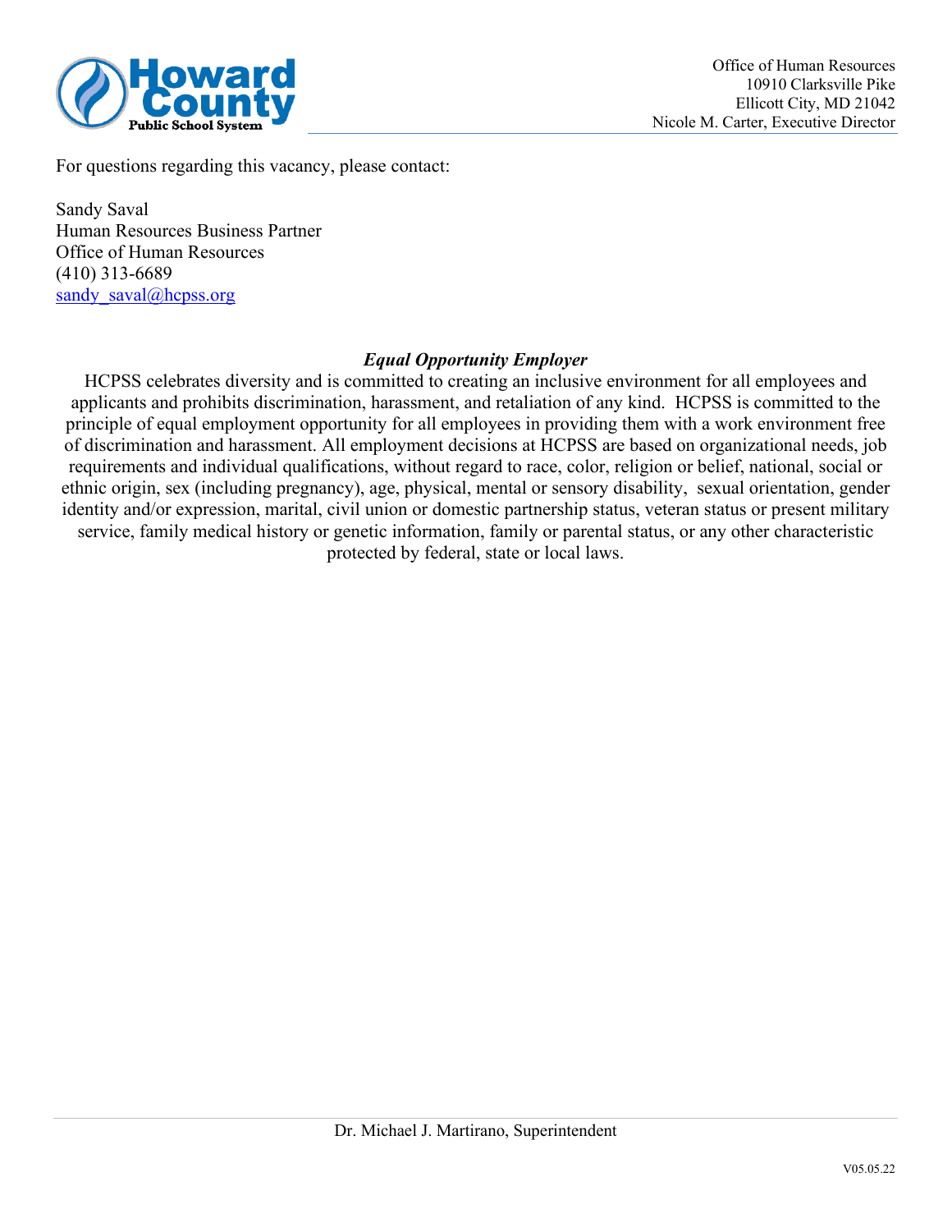For questions regarding this vacancy, please contact:

Sandy Saval
Human Resources Business Partner
Office of Human Resources
(410) 313-6689
sandy_saval@hcpss.org

***Equal Opportunity Employer***

HCPSS celebrates diversity and is committed to creating an inclusive environment for all employees and applicants and prohibits discrimination, harassment, and retaliation of any kind. HCPSS is committed to the principle of equal employment opportunity for all employees in providing them with a work environment free of discrimination and harassment. All employment decisions at HCPSS are based on organizational needs, job requirements and individual qualifications, without regard to race, color, religion or belief, national, social or ethnic origin, sex (including pregnancy), age, physical, mental or sensory disability, sexual orientation, gender identity and/or expression, marital, civil union or domestic partnership status, veteran status or present military service, family medical history or genetic information, family or parental status, or any other characteristic protected by federal, state or local laws.